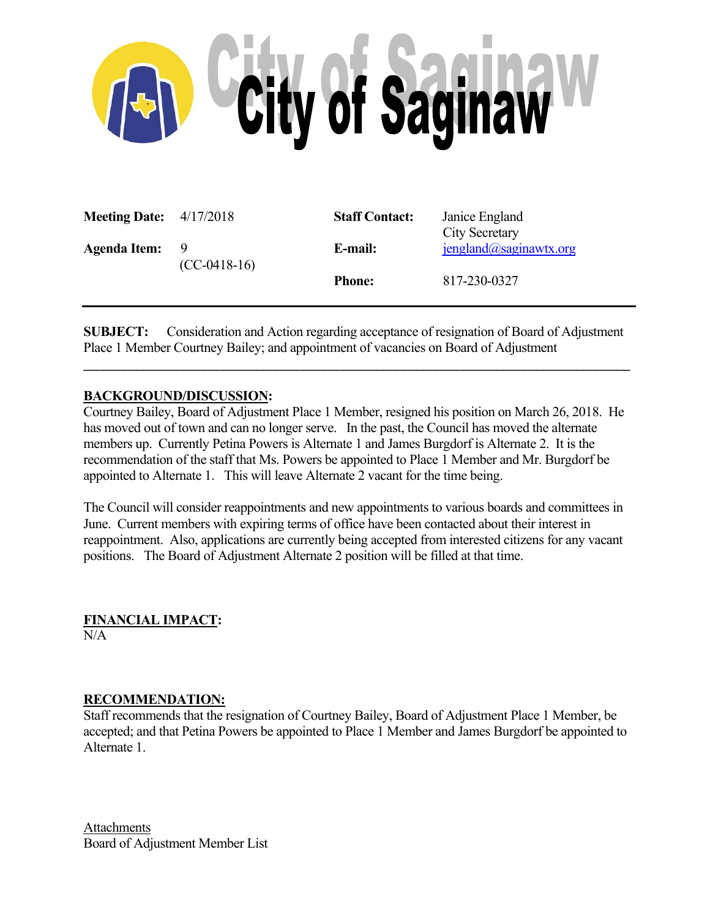# City of Saginaw

| | | | |
|---|---|---|---|
| **Meeting Date:** | 4/17/2018 | **Staff Contact:** | Janice England<br>City Secretary |
| **Agenda Item:** | 9<br>(CC-0418-16) | **E-mail:** | jengland@saginawtx.org |
| | | **Phone:** | 817-230-0327 |

**SUBJECT:** Consideration and Action regarding acceptance of resignation of Board of Adjustment Place 1 Member Courtney Bailey; and appointment of vacancies on Board of Adjustment

---

## BACKGROUND/DISCUSSION:

Courtney Bailey, Board of Adjustment Place 1 Member, resigned his position on March 26, 2018. He has moved out of town and can no longer serve. In the past, the Council has moved the alternate members up. Currently Petina Powers is Alternate 1 and James Burgdorf is Alternate 2. It is the recommendation of the staff that Ms. Powers be appointed to Place 1 Member and Mr. Burgdorf be appointed to Alternate 1. This will leave Alternate 2 vacant for the time being.

The Council will consider reappointments and new appointments to various boards and committees in June. Current members with expiring terms of office have been contacted about their interest in reappointment. Also, applications are currently being accepted from interested citizens for any vacant positions. The Board of Adjustment Alternate 2 position will be filled at that time.

## FINANCIAL IMPACT:

N/A

## RECOMMENDATION:

Staff recommends that the resignation of Courtney Bailey, Board of Adjustment Place 1 Member, be accepted; and that Petina Powers be appointed to Place 1 Member and James Burgdorf be appointed to Alternate 1.

Attachments

Board of Adjustment Member List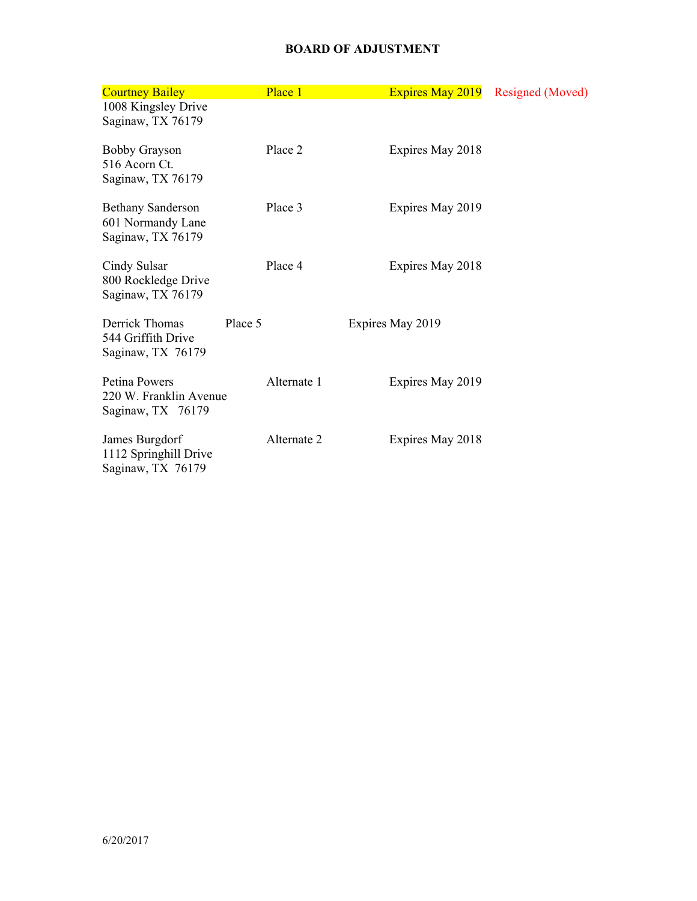# BOARD OF ADJUSTMENT

| | | | |
|---|---|---|---|
| Courtney Bailey<br>1008 Kingsley Drive<br>Saginaw, TX 76179 | Place 1 | Expires May 2019 | Resigned (Moved) |
| Bobby Grayson<br>516 Acorn Ct.<br>Saginaw, TX 76179 | Place 2 | Expires May 2018 | |
| Bethany Sanderson<br>601 Normandy Lane<br>Saginaw, TX 76179 | Place 3 | Expires May 2019 | |
| Cindy Sulsar<br>800 Rockledge Drive<br>Saginaw, TX 76179 | Place 4 | Expires May 2018 | |
| Derrick Thomas<br>544 Griffith Drive<br>Saginaw, TX 76179 | Place 5 | Expires May 2019 | |
| Petina Powers<br>220 W. Franklin Avenue<br>Saginaw, TX 76179 | Alternate 1 | Expires May 2019 | |
| James Burgdorf<br>1112 Springhill Drive<br>Saginaw, TX 76179 | Alternate 2 | Expires May 2018 | |

6/20/2017